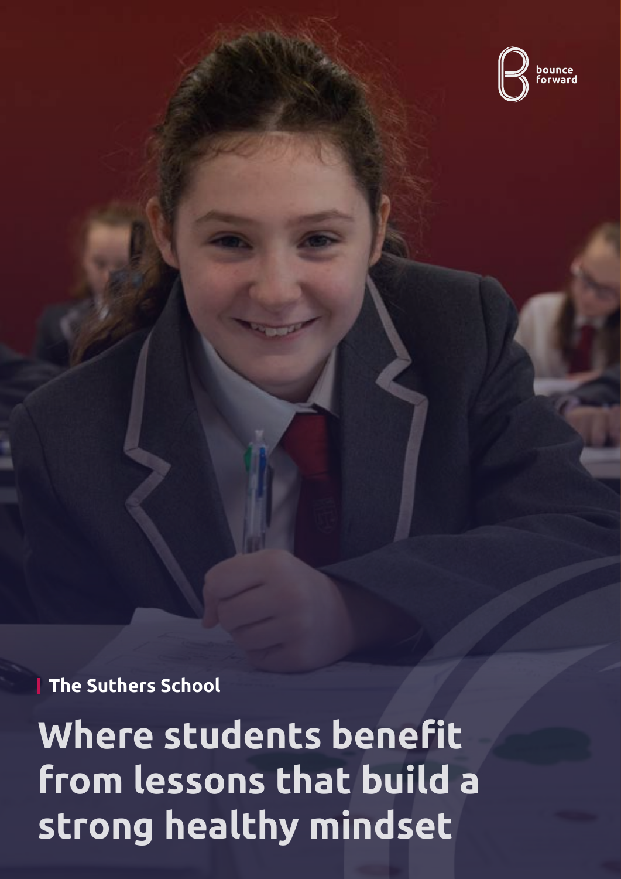bounce forward

The Suthers School

# Where students benefit from lessons that build a strong healthy mindset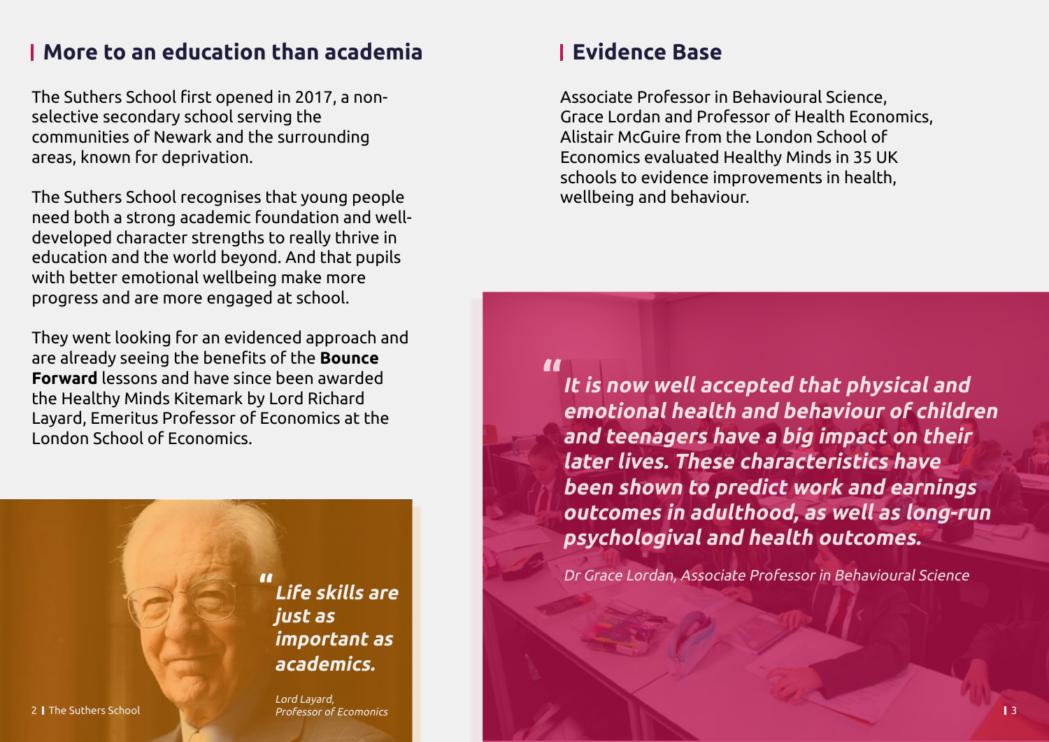## More to an education than academia

The Suthers School first opened in 2017, a non-selective secondary school serving the communities of Newark and the surrounding areas, known for deprivation.

The Suthers School recognises that young people need both a strong academic foundation and well-developed character strengths to really thrive in education and the world beyond. And that pupils with better emotional wellbeing make more progress and are more engaged at school.

They went looking for an evidenced approach and are already seeing the benefits of the **Bounce Forward** lessons and have since been awarded the Healthy Minds Kitemark by Lord Richard Layard, Emeritus Professor of Economics at the London School of Economics.

> ***"Life skills are just as important as academics.***
>
> *Lord Layard, Professor of Ecomonics*

## Evidence Base

Associate Professor in Behavioural Science, Grace Lordan and Professor of Health Economics, Alistair McGuire from the London School of Economics evaluated Healthy Minds in 35 UK schools to evidence improvements in health, wellbeing and behaviour.

> ***"It is now well accepted that physical and emotional health and behaviour of children and teenagers have a big impact on their later lives. These characteristics have been shown to predict work and earnings outcomes in adulthood, as well as long-run psychologival and health outcomes.***
>
> *Dr Grace Lordan, Associate Professor in Behavioural Science*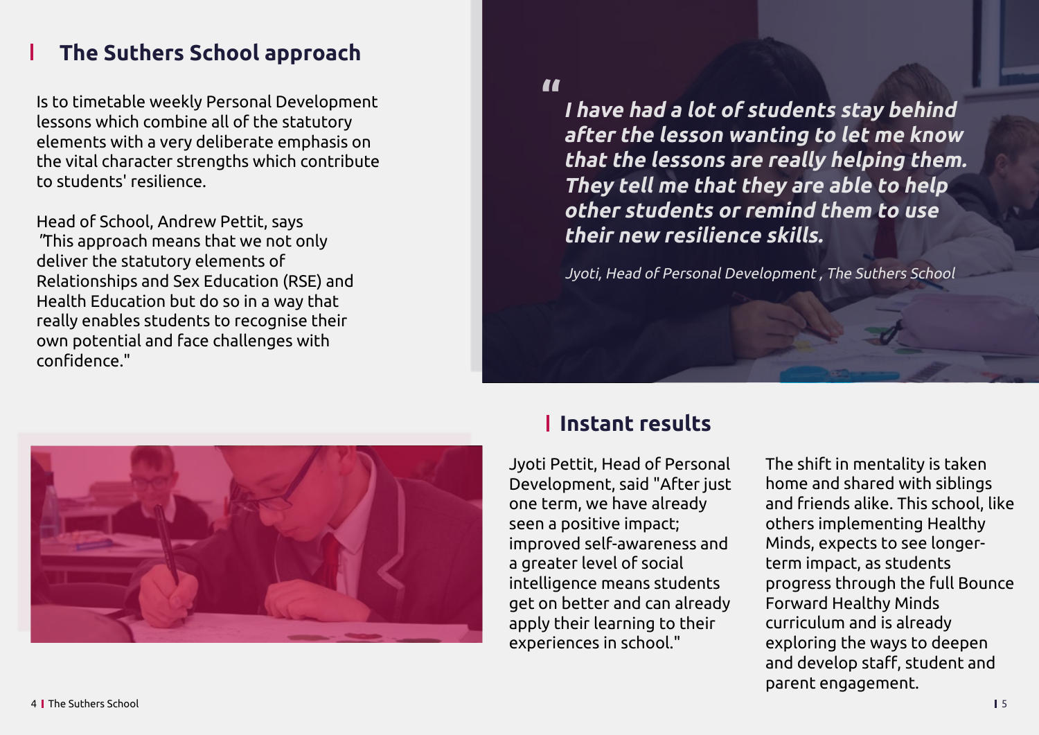## The Suthers School approach

Is to timetable weekly Personal Development lessons which combine all of the statutory elements with a very deliberate emphasis on the vital character strengths which contribute to students' resilience.

Head of School, Andrew Pettit, says ”This approach means that we not only deliver the statutory elements of Relationships and Sex Education (RSE) and Health Education but do so in a way that really enables students to recognise their own potential and face challenges with confidence."

> ***I have had a lot of students stay behind after the lesson wanting to let me know that the lessons are really helping them. They tell me that they are able to help other students or remind them to use their new resilience skills.***
>
> *Jyoti, Head of Personal Development , The Suthers School*

## Instant results

Jyoti Pettit, Head of Personal Development, said "After just one term, we have already seen a positive impact; improved self-awareness and a greater level of social intelligence means students get on better and can already apply their learning to their experiences in school."

The shift in mentality is taken home and shared with siblings and friends alike. This school, like others implementing Healthy Minds, expects to see longer-term impact, as students progress through the full Bounce Forward Healthy Minds curriculum and is already exploring the ways to deepen and develop staff, student and parent engagement.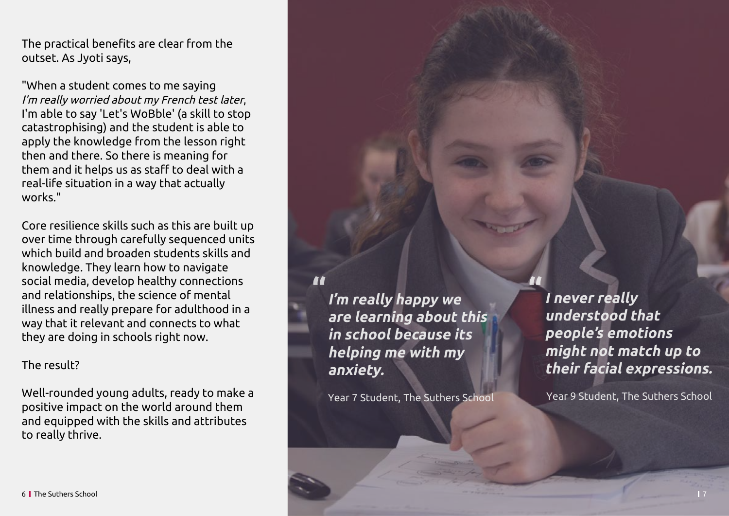The practical benefits are clear from the outset. As Jyoti says,

"When a student comes to me saying *I'm really worried about my French test later*, I'm able to say 'Let's WoBble' (a skill to stop catastrophising) and the student is able to apply the knowledge from the lesson right then and there. So there is meaning for them and it helps us as staff to deal with a real-life situation in a way that actually works."

Core resilience skills such as this are built up over time through carefully sequenced units which build and broaden students skills and knowledge. They learn how to navigate social media, develop healthy connections and relationships, the science of mental illness and really prepare for adulthood in a way that it relevant and connects to what they are doing in schools right now.

The result?

Well-rounded young adults, ready to make a positive impact on the world around them and equipped with the skills and attributes to really thrive.

> ***"I'm really happy we are learning about this in school because its helping me with my anxiety.***
>
> Year 7 Student, The Suthers School

> ***"I never really understood that people's emotions might not match up to their facial expressions.***
>
> Year 9 Student, The Suthers School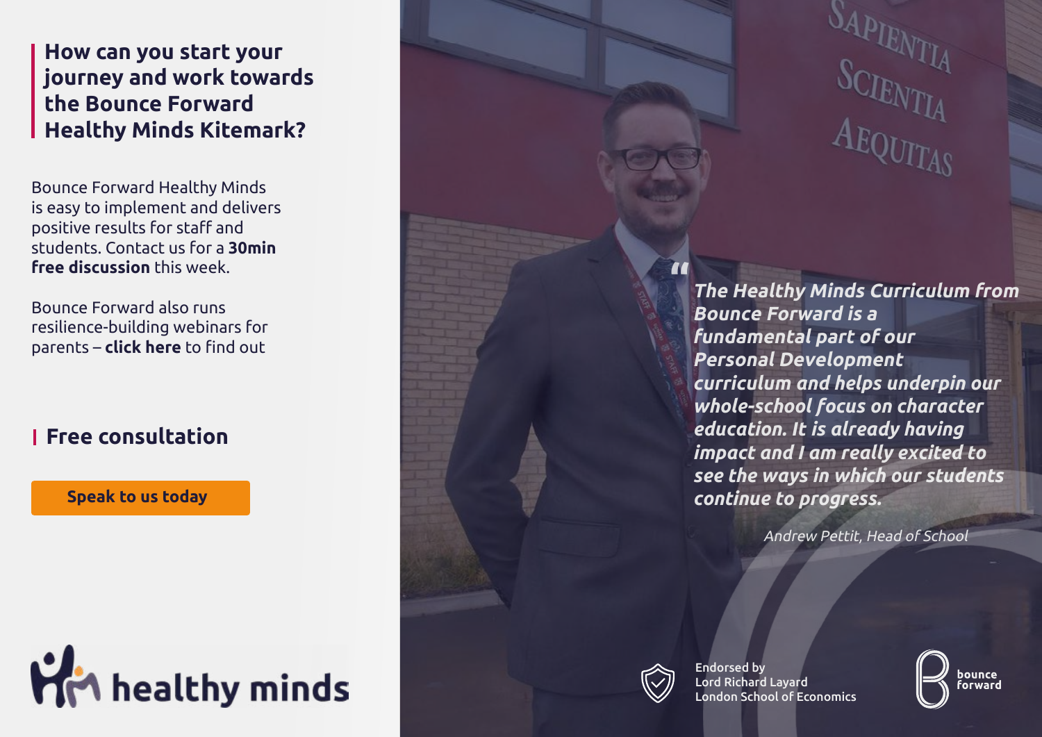## How can you start your journey and work towards the Bounce Forward Healthy Minds Kitemark?

Bounce Forward Healthy Minds is easy to implement and delivers positive results for staff and students. Contact us for a **30min free discussion** this week.

Bounce Forward also runs resilience-building webinars for parents – **click here** to find out

## Free consultation

**Speak to us today**

healthy minds

> ***"The Healthy Minds Curriculum from Bounce Forward is a fundamental part of our Personal Development curriculum and helps underpin our whole-school focus on character education. It is already having impact and I am really excited to see the ways in which our students continue to progress.***
>
> *Andrew Pettit, Head of School*

Endorsed by
Lord Richard Layard
London School of Economics

bounce forward